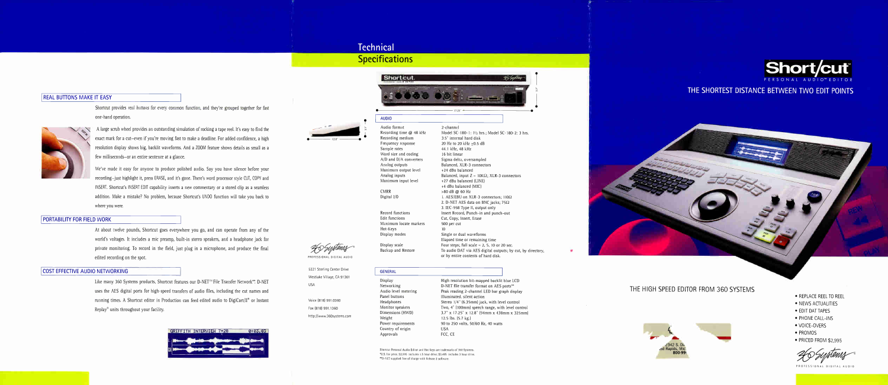## REAL BUTTONS MAKE IT EASY

Shortcut provides *real buttons* for every common function, and they're grouped together for fast one-hand operation.

A large scrub wheel provides an outstanding simulation of rocking a tape reel. It's easy to find the exact mark for a cut—even if you're moving fast to make a deadline. For added confidence, a high resolution display shows big, backlit waveforms. And a ZOOM feature shows details as small as a few milliseconds—or an entire sentence at a glance.

We've made it easy for anyone to produce polished audio. Say you have silence before your recording—just highlight it, press ERASE, and it's gone. There's word processor style CUT, COPY and INSERT. Shortcut's INSERT EDIT capability inserts a new commentary or a stored clip as a seamless addition. Make a mistake? No problem, because Shortcut's UNDO function will take you back to where you were.

## PORTABILITY FOR FIELD WORK

At about twelve pounds, Shortcut goes everywhere you go, and can operate from any of the world's voltages. It includes a mic preamp, built-in stereo speakers, and a headphone jack for private monitoring. To record in the field, just plug in a microphone, and produce the final edited recording on the spot.

## COST EFFECTIVE AUDIO NETWORKING

Like many 360 Systems products, Shortcut features our D-NET™ File Transfer Network**. D-NET uses the AES digital ports for high-speed transfers of audio files, including the cut names and running times. A Shortcut editor in Production can feed edited audio to DigiCart/II® or Instant Replay® units throughout your facility.

GRIFFITH INTERVIEW 7:28 &nbsp;&nbsp; 0:03.03

# Technical Specifications

12.0" &nbsp;&nbsp; 3.7" &nbsp;&nbsp; 17.25"

360 Systems
PROFESSIONAL DIGITAL AUDIO

5321 Sterling Center Drive
Westlake Village, CA 91361
USA

Voice (818) 991-0360
Fax (818) 991-1360
http://www.360systems.com

### AUDIO

| | |
|---|---|
| Audio format | 2-channel |
| Recording time @ 48 kHz | Model SC-180-1: 1½ hrs.; Model SC-180-2: 3 hrs. |
| Recording medium | 3.5" internal hard disk |
| Frequency response | 20 Hz to 20 kHz ±0.5 dB |
| Sample rates | 44.1 kHz, 48 kHz |
| Word size and coding | 16 bit linear |
| A/D and D/A converters | Sigma delta, oversampled |
| Analog outputs | Balanced, XLR-3 connectors |
| Maximum output level | +24 dBu balanced |
| Analog inputs | Balanced, input Z = 10KΩ; XLR-3 connectors |
| Maximum input level | +27 dBu balanced (LINE)<br>+4 dBu balanced (MIC) |
| CMRR | >80 dB @ 60 Hz |
| Digital I/O | 1. AES/EBU on XLR-3 connectors; 110Ω<br>2. D-NET AES data on BNC jacks; 75Ω<br>3. IEC-958 Type II, output only |
| Record functions | Insert Record, Punch-in and punch-out |
| Edit functions | Cut, Copy, Insert, Erase |
| Maximum locate markers | 500 per cut |
| Hot-Keys | 10 |
| Display modes | Single or dual waveforms<br>Elapsed time or remaining time |
| Display scale | Four steps; full scale = 2, 5, 10 or 20 sec. |
| Backup and Restore | To audio DAT via AES digital outputs; by cut, by directory, or by entire contents of hard disk. |

### GENERAL

| | |
|---|---|
| Display | High resolution bit-mapped backlit blue LCD |
| Networking | D-NET file transfer format on AES ports** |
| Audio level metering | Peak reading 2-channel LED bar graph display |
| Panel buttons | Illuminated, silent action |
| Headphones | Stereo 1/4" (6.35mm) jack, with level control |
| Monitor speakers | Two, 4" (100mm) speech range, with level control |
| Dimensions (HWD) | 3.7" x 17.25" x 12.8" (94mm x 438mm x 325mm) |
| Weight | 12.5 lbs. (5.7 kg.) |
| Power requirements | 90 to 250 volts, 50/60 Hz, 40 watts |
| Country of origin | USA |
| Approvals | FCC, CE |

Shortcut Personal Audio Editor and Hot Keys are trademarks of 360 Systems.
*U.S. list price. $2,995 includes 1.5 hour drive; $3,495 includes 3 hour drive.
**D-NET supplied free of charge with Release 2 software.

# Short/cut™
PERSONAL AUDIO™ EDITOR

## THE SHORTEST DISTANCE BETWEEN TWO EDIT POINTS

## THE HIGH SPEED EDITOR FROM 360 SYSTEMS

- REPLACE REEL TO REEL
- NEWS ACTUALITIES
- EDIT DAT TAPES
- PHONE CALL-INS
- VOICE-OVERS
- PROMOS
- PRICED FROM $2,995*

360 Systems
PROFESSIONAL DIGITAL AUDIO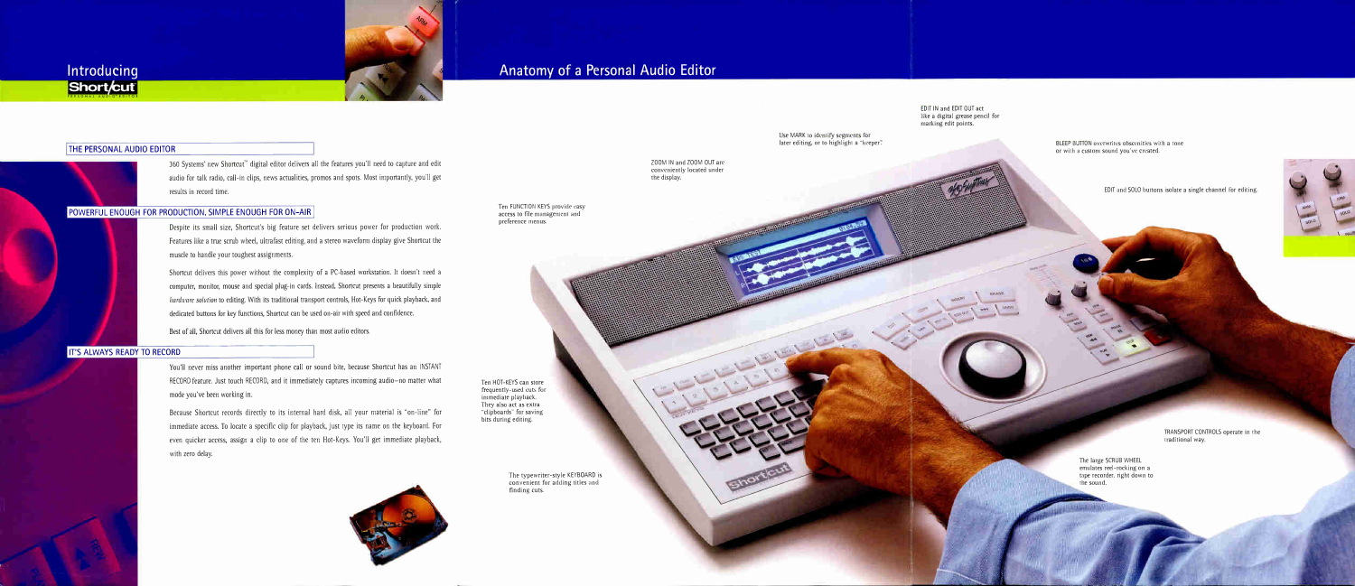# Introducing Short/cut

PERSONAL AUDIO EDITOR

## THE PERSONAL AUDIO EDITOR

360 Systems' new Shortcut™ digital editor delivers all the features you'll need to capture and edit audio for talk radio, call-in clips, news actualities, promos and spots. Most importantly, you'll get results in record time.

## POWERFUL ENOUGH FOR PRODUCTION, SIMPLE ENOUGH FOR ON-AIR

Despite its small size, Shortcut's big feature set delivers serious power for production work. Features like a true scrub wheel, ultrafast editing, and a stereo waveform display give Shortcut the muscle to handle your toughest assignments.

Shortcut delivers this power without the complexity of a PC-based workstation. It doesn't need a computer, monitor, mouse and special plug-in cards. Instead, Shortcut presents a beautifully simple *hardware solution* to editing. With its traditional transport controls, Hot-Keys for quick playback, and dedicated buttons for key functions, Shortcut can be used on-air with speed and confidence.

Best of all, Shortcut delivers all this for less money than most audio editors.

## IT'S ALWAYS READY TO RECORD

You'll never miss another important phone call or sound bite, because Shortcut has an INSTANT RECORD feature. Just touch RECORD, and it immediately captures incoming audio—no matter what mode you've been working in.

Because Shortcut records directly to its internal hard disk, all your material is "on-line" for immediate access. To locate a specific clip for playback, just type its name on the keyboard. For even quicker access, assign a clip to one of the ten Hot-Keys. You'll get immediate playback, with zero delay.

# Anatomy of a Personal Audio Editor

EDIT IN and EDIT OUT act like a digital grease pencil for marking edit points.

Use MARK to identify segments for later editing, or to highlight a "keeper".

BLEEP BUTTON overwrites obscenities with a tone or with a custom sound you've created.

ZOOM IN and ZOOM OUT are conveniently located under the display.

EDIT and SOLO buttons isolate a single channel for editing.

Ten FUNCTION KEYS provide easy access to file management and preference menus.

Ten HOT-KEYS can store frequently-used cuts for immediate playback. They also act as extra "clipboards" for saving bits during editing.

TRANSPORT CONTROLS operate in the traditional way.

The large SCRUB WHEEL emulates reel-rocking on a tape recorder, right down to the sound.

The typewriter-style KEYBOARD is convenient for adding titles and finding cuts.